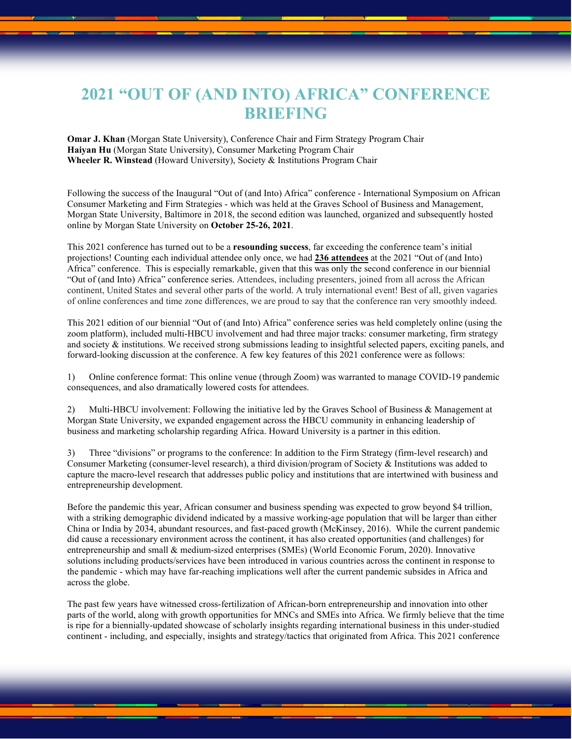# 2021 "OUT OF (AND INTO) AFRICA" CONFERENCE BRIEFING

**Omar J. Khan** (Morgan State University), Conference Chair and Firm Strategy Program Chair
**Haiyan Hu** (Morgan State University), Consumer Marketing Program Chair
**Wheeler R. Winstead** (Howard University), Society & Institutions Program Chair

Following the success of the Inaugural "Out of (and Into) Africa" conference - International Symposium on African Consumer Marketing and Firm Strategies - which was held at the Graves School of Business and Management, Morgan State University, Baltimore in 2018, the second edition was launched, organized and subsequently hosted online by Morgan State University on **October 25-26, 2021**.

This 2021 conference has turned out to be a **resounding success**, far exceeding the conference team's initial projections! Counting each individual attendee only once, we had **236 attendees** at the 2021 "Out of (and Into) Africa" conference. This is especially remarkable, given that this was only the second conference in our biennial "Out of (and Into) Africa" conference series. Attendees, including presenters, joined from all across the African continent, United States and several other parts of the world. A truly international event! Best of all, given vagaries of online conferences and time zone differences, we are proud to say that the conference ran very smoothly indeed.

This 2021 edition of our biennial "Out of (and Into) Africa" conference series was held completely online (using the zoom platform), included multi-HBCU involvement and had three major tracks: consumer marketing, firm strategy and society & institutions. We received strong submissions leading to insightful selected papers, exciting panels, and forward-looking discussion at the conference. A few key features of this 2021 conference were as follows:

1) Online conference format: This online venue (through Zoom) was warranted to manage COVID-19 pandemic consequences, and also dramatically lowered costs for attendees.

2) Multi-HBCU involvement: Following the initiative led by the Graves School of Business & Management at Morgan State University, we expanded engagement across the HBCU community in enhancing leadership of business and marketing scholarship regarding Africa. Howard University is a partner in this edition.

3) Three "divisions" or programs to the conference: In addition to the Firm Strategy (firm-level research) and Consumer Marketing (consumer-level research), a third division/program of Society & Institutions was added to capture the macro-level research that addresses public policy and institutions that are intertwined with business and entrepreneurship development.

Before the pandemic this year, African consumer and business spending was expected to grow beyond $4 trillion, with a striking demographic dividend indicated by a massive working-age population that will be larger than either China or India by 2034, abundant resources, and fast-paced growth (McKinsey, 2016). While the current pandemic did cause a recessionary environment across the continent, it has also created opportunities (and challenges) for entrepreneurship and small & medium-sized enterprises (SMEs) (World Economic Forum, 2020). Innovative solutions including products/services have been introduced in various countries across the continent in response to the pandemic - which may have far-reaching implications well after the current pandemic subsides in Africa and across the globe.

The past few years have witnessed cross-fertilization of African-born entrepreneurship and innovation into other parts of the world, along with growth opportunities for MNCs and SMEs into Africa. We firmly believe that the time is ripe for a biennially-updated showcase of scholarly insights regarding international business in this under-studied continent - including, and especially, insights and strategy/tactics that originated from Africa. This 2021 conference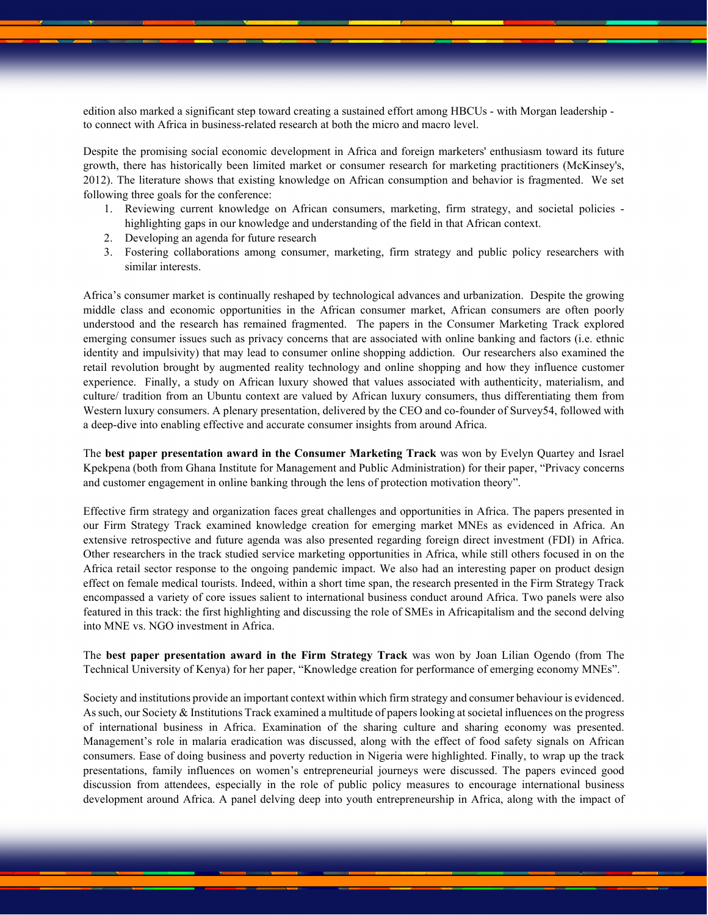edition also marked a significant step toward creating a sustained effort among HBCUs - with Morgan leadership - to connect with Africa in business-related research at both the micro and macro level.

Despite the promising social economic development in Africa and foreign marketers' enthusiasm toward its future growth, there has historically been limited market or consumer research for marketing practitioners (McKinsey's, 2012). The literature shows that existing knowledge on African consumption and behavior is fragmented. We set following three goals for the conference:

1. Reviewing current knowledge on African consumers, marketing, firm strategy, and societal policies - highlighting gaps in our knowledge and understanding of the field in that African context.
2. Developing an agenda for future research
3. Fostering collaborations among consumer, marketing, firm strategy and public policy researchers with similar interests.

Africa's consumer market is continually reshaped by technological advances and urbanization. Despite the growing middle class and economic opportunities in the African consumer market, African consumers are often poorly understood and the research has remained fragmented. The papers in the Consumer Marketing Track explored emerging consumer issues such as privacy concerns that are associated with online banking and factors (i.e. ethnic identity and impulsivity) that may lead to consumer online shopping addiction. Our researchers also examined the retail revolution brought by augmented reality technology and online shopping and how they influence customer experience. Finally, a study on African luxury showed that values associated with authenticity, materialism, and culture/ tradition from an Ubuntu context are valued by African luxury consumers, thus differentiating them from Western luxury consumers. A plenary presentation, delivered by the CEO and co-founder of Survey54, followed with a deep-dive into enabling effective and accurate consumer insights from around Africa.

The **best paper presentation award in the Consumer Marketing Track** was won by Evelyn Quartey and Israel Kpekpena (both from Ghana Institute for Management and Public Administration) for their paper, "Privacy concerns and customer engagement in online banking through the lens of protection motivation theory".

Effective firm strategy and organization faces great challenges and opportunities in Africa. The papers presented in our Firm Strategy Track examined knowledge creation for emerging market MNEs as evidenced in Africa. An extensive retrospective and future agenda was also presented regarding foreign direct investment (FDI) in Africa. Other researchers in the track studied service marketing opportunities in Africa, while still others focused in on the Africa retail sector response to the ongoing pandemic impact. We also had an interesting paper on product design effect on female medical tourists. Indeed, within a short time span, the research presented in the Firm Strategy Track encompassed a variety of core issues salient to international business conduct around Africa. Two panels were also featured in this track: the first highlighting and discussing the role of SMEs in Africapitalism and the second delving into MNE vs. NGO investment in Africa.

The **best paper presentation award in the Firm Strategy Track** was won by Joan Lilian Ogendo (from The Technical University of Kenya) for her paper, "Knowledge creation for performance of emerging economy MNEs".

Society and institutions provide an important context within which firm strategy and consumer behaviour is evidenced. As such, our Society & Institutions Track examined a multitude of papers looking at societal influences on the progress of international business in Africa. Examination of the sharing culture and sharing economy was presented. Management's role in malaria eradication was discussed, along with the effect of food safety signals on African consumers. Ease of doing business and poverty reduction in Nigeria were highlighted. Finally, to wrap up the track presentations, family influences on women's entrepreneurial journeys were discussed. The papers evinced good discussion from attendees, especially in the role of public policy measures to encourage international business development around Africa. A panel delving deep into youth entrepreneurship in Africa, along with the impact of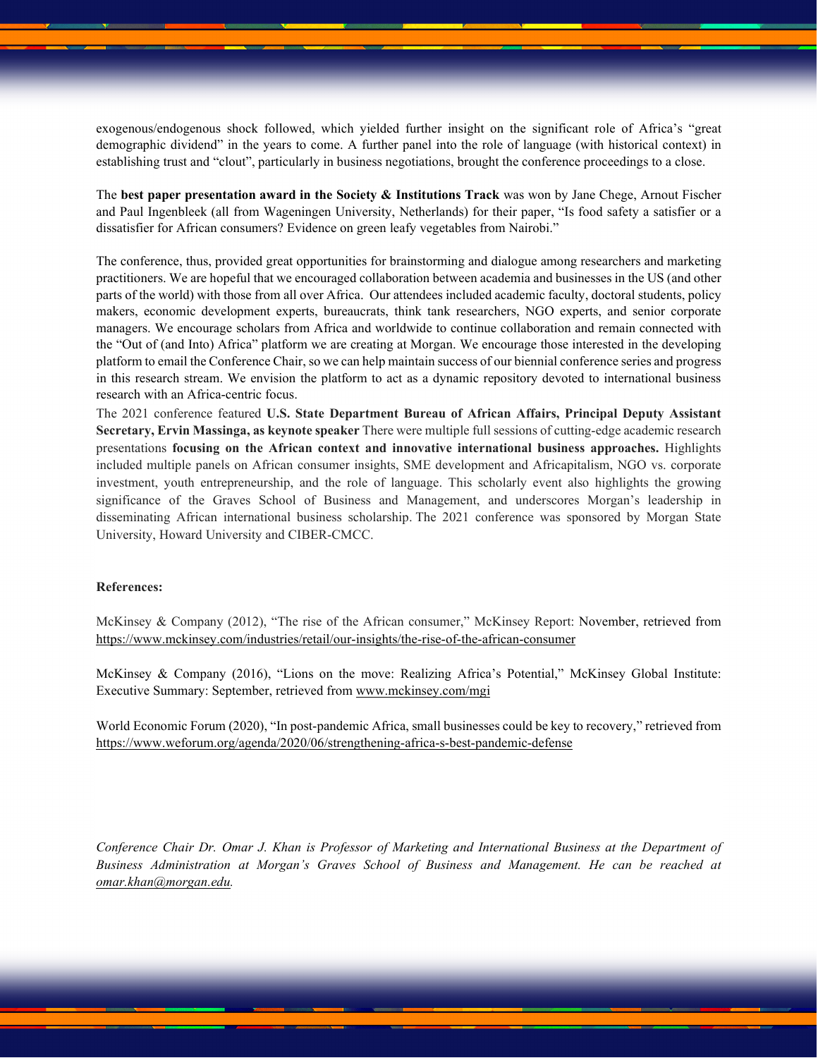exogenous/endogenous shock followed, which yielded further insight on the significant role of Africa's "great demographic dividend" in the years to come. A further panel into the role of language (with historical context) in establishing trust and "clout", particularly in business negotiations, brought the conference proceedings to a close.

The **best paper presentation award in the Society & Institutions Track** was won by Jane Chege, Arnout Fischer and Paul Ingenbleek (all from Wageningen University, Netherlands) for their paper, "Is food safety a satisfier or a dissatisfier for African consumers? Evidence on green leafy vegetables from Nairobi."

The conference, thus, provided great opportunities for brainstorming and dialogue among researchers and marketing practitioners. We are hopeful that we encouraged collaboration between academia and businesses in the US (and other parts of the world) with those from all over Africa. Our attendees included academic faculty, doctoral students, policy makers, economic development experts, bureaucrats, think tank researchers, NGO experts, and senior corporate managers. We encourage scholars from Africa and worldwide to continue collaboration and remain connected with the "Out of (and Into) Africa" platform we are creating at Morgan. We encourage those interested in the developing platform to email the Conference Chair, so we can help maintain success of our biennial conference series and progress in this research stream. We envision the platform to act as a dynamic repository devoted to international business research with an Africa-centric focus.

The 2021 conference featured **U.S. State Department Bureau of African Affairs, Principal Deputy Assistant Secretary, Ervin Massinga, as keynote speaker** There were multiple full sessions of cutting-edge academic research presentations **focusing on the African context and innovative international business approaches.** Highlights included multiple panels on African consumer insights, SME development and Africapitalism, NGO vs. corporate investment, youth entrepreneurship, and the role of language. This scholarly event also highlights the growing significance of the Graves School of Business and Management, and underscores Morgan's leadership in disseminating African international business scholarship. The 2021 conference was sponsored by Morgan State University, Howard University and CIBER-CMCC.

**References:**

McKinsey & Company (2012), "The rise of the African consumer," McKinsey Report: November, retrieved from https://www.mckinsey.com/industries/retail/our-insights/the-rise-of-the-african-consumer

McKinsey & Company (2016), "Lions on the move: Realizing Africa's Potential," McKinsey Global Institute: Executive Summary: September, retrieved from www.mckinsey.com/mgi

World Economic Forum (2020), "In post-pandemic Africa, small businesses could be key to recovery," retrieved from https://www.weforum.org/agenda/2020/06/strengthening-africa-s-best-pandemic-defense

*Conference Chair Dr. Omar J. Khan is Professor of Marketing and International Business at the Department of Business Administration at Morgan's Graves School of Business and Management. He can be reached at omar.khan@morgan.edu.*